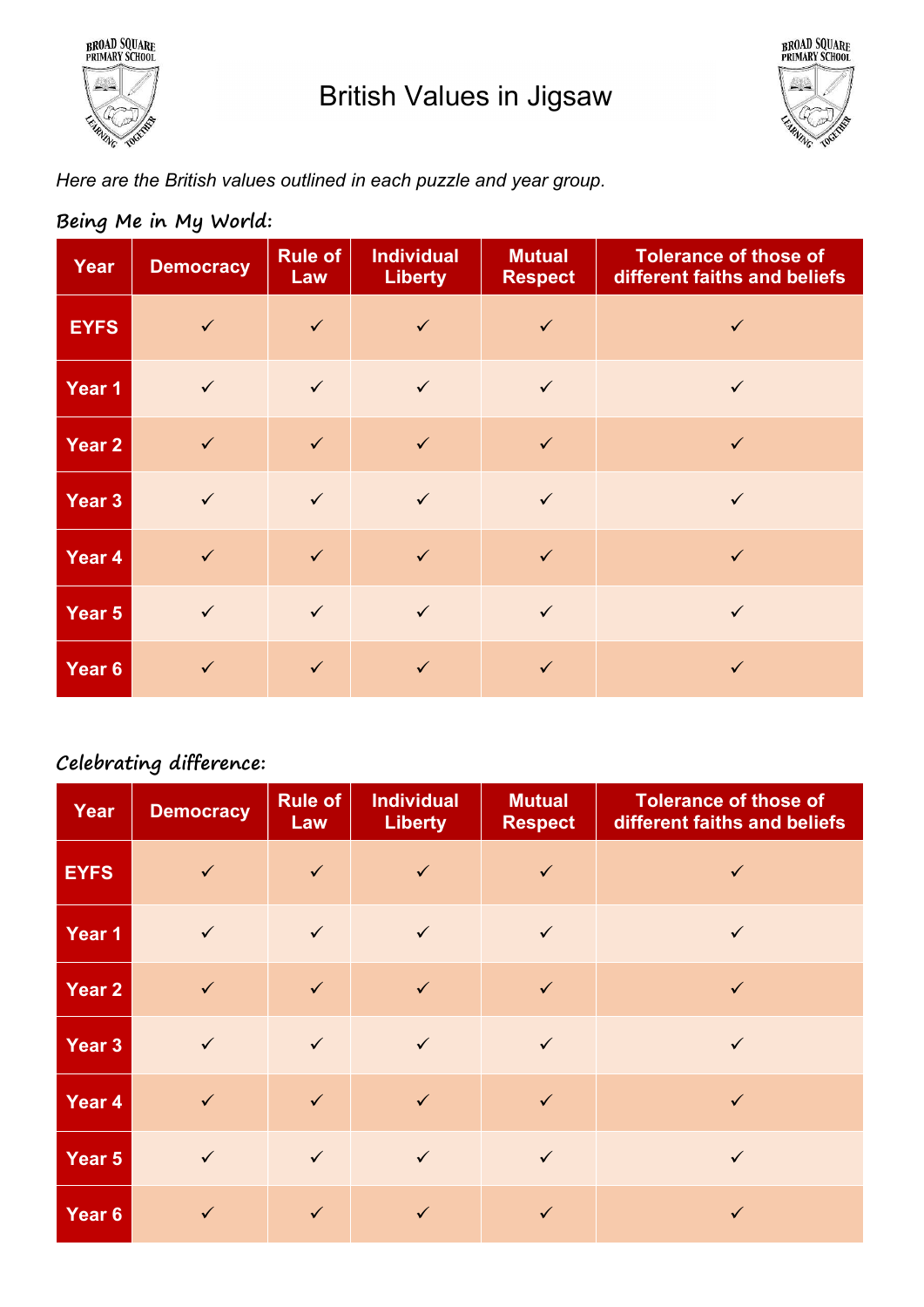# British Values in Jigsaw

*Here are the British values outlined in each puzzle and year group.*

## Being Me in My World:

| Year | Democracy | Rule of Law | Individual Liberty | Mutual Respect | Tolerance of those of different faiths and beliefs |
|---|---|---|---|---|---|
| EYFS | ✓ | ✓ | ✓ | ✓ | ✓ |
| Year 1 | ✓ | ✓ | ✓ | ✓ | ✓ |
| Year 2 | ✓ | ✓ | ✓ | ✓ | ✓ |
| Year 3 | ✓ | ✓ | ✓ | ✓ | ✓ |
| Year 4 | ✓ | ✓ | ✓ | ✓ | ✓ |
| Year 5 | ✓ | ✓ | ✓ | ✓ | ✓ |
| Year 6 | ✓ | ✓ | ✓ | ✓ | ✓ |

## Celebrating difference:

| Year | Democracy | Rule of Law | Individual Liberty | Mutual Respect | Tolerance of those of different faiths and beliefs |
|---|---|---|---|---|---|
| EYFS | ✓ | ✓ | ✓ | ✓ | ✓ |
| Year 1 | ✓ | ✓ | ✓ | ✓ | ✓ |
| Year 2 | ✓ | ✓ | ✓ | ✓ | ✓ |
| Year 3 | ✓ | ✓ | ✓ | ✓ | ✓ |
| Year 4 | ✓ | ✓ | ✓ | ✓ | ✓ |
| Year 5 | ✓ | ✓ | ✓ | ✓ | ✓ |
| Year 6 | ✓ | ✓ | ✓ | ✓ | ✓ |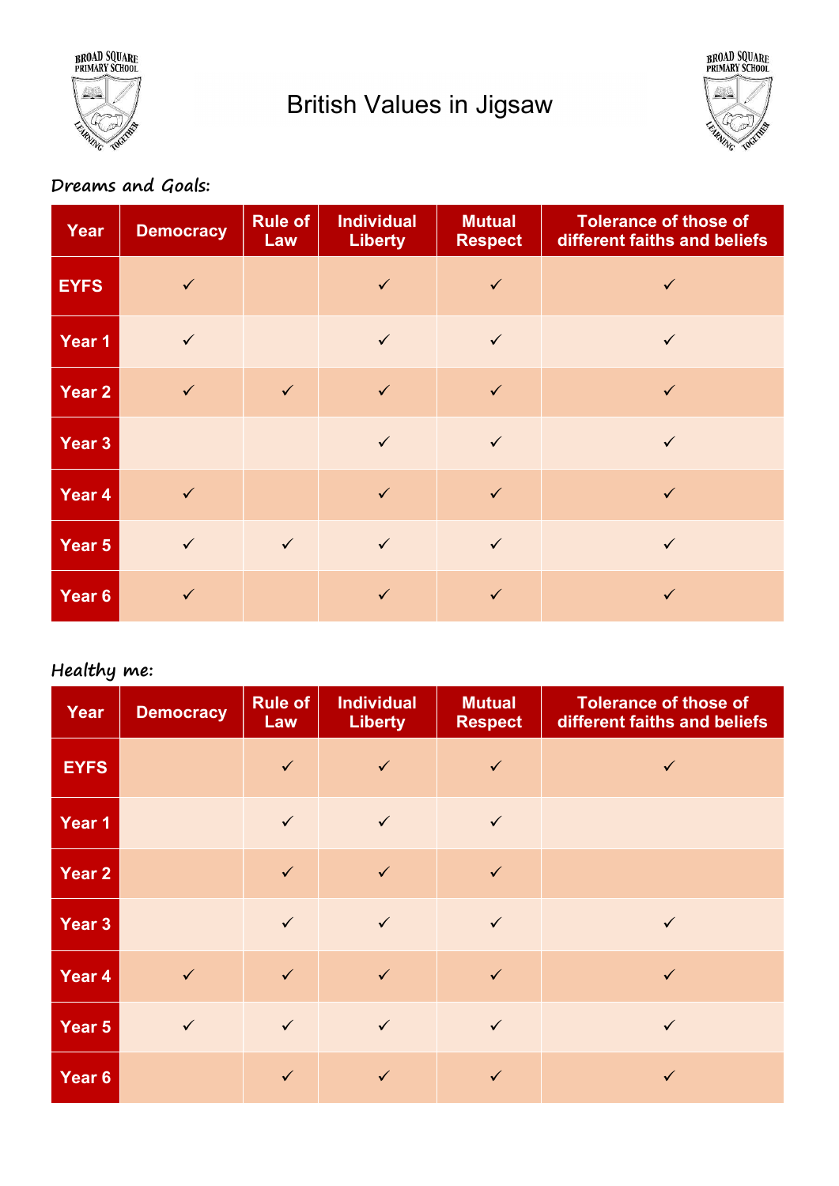# British Values in Jigsaw

**Dreams and Goals:**

| Year | Democracy | Rule of Law | Individual Liberty | Mutual Respect | Tolerance of those of different faiths and beliefs |
|---|---|---|---|---|---|
| EYFS | ✓ | | ✓ | ✓ | ✓ |
| Year 1 | ✓ | | ✓ | ✓ | ✓ |
| Year 2 | ✓ | ✓ | ✓ | ✓ | ✓ |
| Year 3 | | | ✓ | ✓ | ✓ |
| Year 4 | ✓ | | ✓ | ✓ | ✓ |
| Year 5 | ✓ | ✓ | ✓ | ✓ | ✓ |
| Year 6 | ✓ | | ✓ | ✓ | ✓ |

**Healthy me:**

| Year | Democracy | Rule of Law | Individual Liberty | Mutual Respect | Tolerance of those of different faiths and beliefs |
|---|---|---|---|---|---|
| EYFS | | ✓ | ✓ | ✓ | ✓ |
| Year 1 | | ✓ | ✓ | ✓ | |
| Year 2 | | ✓ | ✓ | ✓ | |
| Year 3 | | ✓ | ✓ | ✓ | ✓ |
| Year 4 | ✓ | ✓ | ✓ | ✓ | ✓ |
| Year 5 | ✓ | ✓ | ✓ | ✓ | ✓ |
| Year 6 | | ✓ | ✓ | ✓ | ✓ |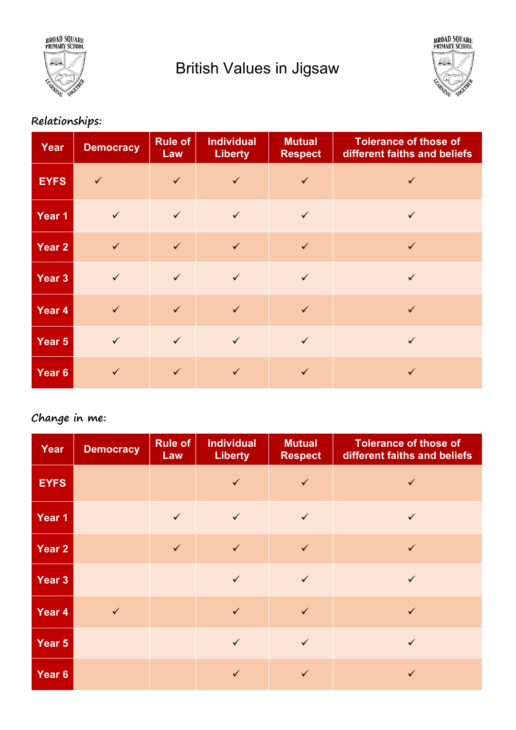# British Values in Jigsaw

**Relationships:**

| Year | Democracy | Rule of Law | Individual Liberty | Mutual Respect | Tolerance of those of different faiths and beliefs |
|---|---|---|---|---|---|
| EYFS | ✓ | ✓ | ✓ | ✓ | ✓ |
| Year 1 | ✓ | ✓ | ✓ | ✓ | ✓ |
| Year 2 | ✓ | ✓ | ✓ | ✓ | ✓ |
| Year 3 | ✓ | ✓ | ✓ | ✓ | ✓ |
| Year 4 | ✓ | ✓ | ✓ | ✓ | ✓ |
| Year 5 | ✓ | ✓ | ✓ | ✓ | ✓ |
| Year 6 | ✓ | ✓ | ✓ | ✓ | ✓ |

**Change in me:**

| Year | Democracy | Rule of Law | Individual Liberty | Mutual Respect | Tolerance of those of different faiths and beliefs |
|---|---|---|---|---|---|
| EYFS | | | ✓ | ✓ | ✓ |
| Year 1 | | ✓ | ✓ | ✓ | ✓ |
| Year 2 | | ✓ | ✓ | ✓ | ✓ |
| Year 3 | | | ✓ | ✓ | ✓ |
| Year 4 | ✓ | | ✓ | ✓ | ✓ |
| Year 5 | | | ✓ | ✓ | ✓ |
| Year 6 | | | ✓ | ✓ | ✓ |